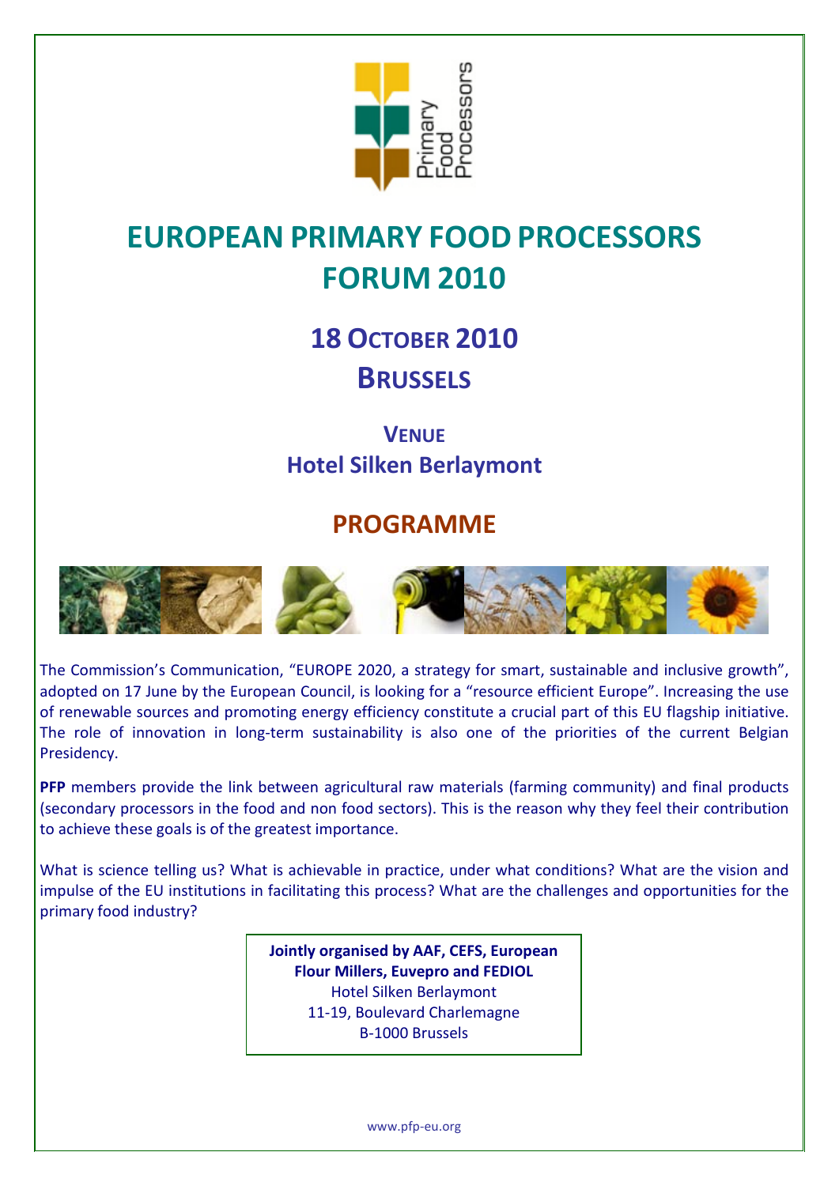Primary Food Processors

# EUROPEAN PRIMARY FOOD PROCESSORS FORUM 2010

## 18 OCTOBER 2010
## BRUSSELS

### VENUE
### Hotel Silken Berlaymont

## PROGRAMME

The Commission's Communication, "EUROPE 2020, a strategy for smart, sustainable and inclusive growth", adopted on 17 June by the European Council, is looking for a "resource efficient Europe". Increasing the use of renewable sources and promoting energy efficiency constitute a crucial part of this EU flagship initiative. The role of innovation in long-term sustainability is also one of the priorities of the current Belgian Presidency.

**PFP** members provide the link between agricultural raw materials (farming community) and final products (secondary processors in the food and non food sectors). This is the reason why they feel their contribution to achieve these goals is of the greatest importance.

What is science telling us? What is achievable in practice, under what conditions? What are the vision and impulse of the EU institutions in facilitating this process? What are the challenges and opportunities for the primary food industry?

**Jointly organised by AAF, CEFS, European Flour Millers, Euvepro and FEDIOL**
Hotel Silken Berlaymont
11-19, Boulevard Charlemagne
B-1000 Brussels

www.pfp-eu.org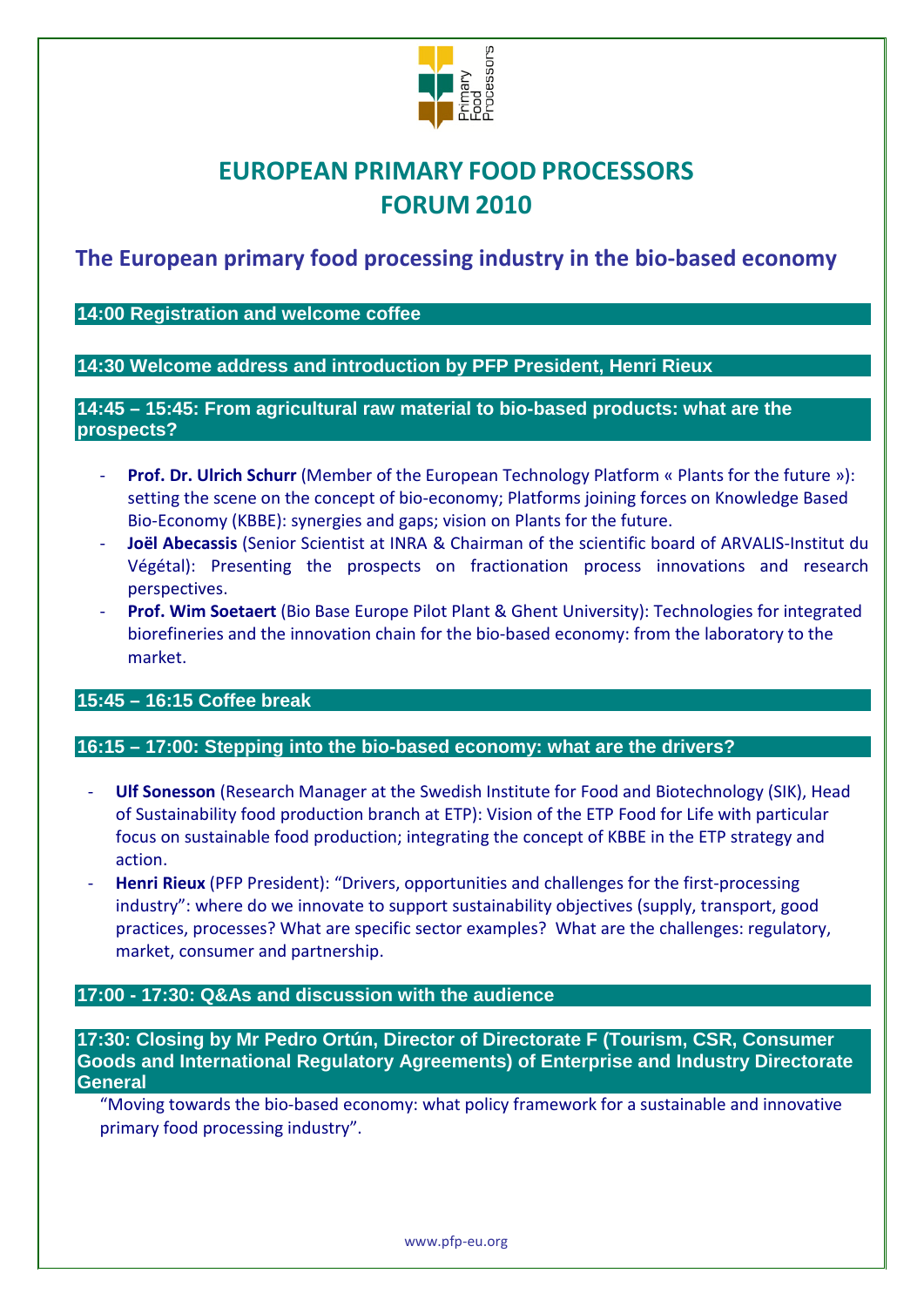# EUROPEAN PRIMARY FOOD PROCESSORS FORUM 2010

## The European primary food processing industry in the bio-based economy

**14:00 Registration and welcome coffee**

**14:30 Welcome address and introduction by PFP President, Henri Rieux**

**14:45 – 15:45: From agricultural raw material to bio-based products: what are the prospects?**

- **Prof. Dr. Ulrich Schurr** (Member of the European Technology Platform « Plants for the future »): setting the scene on the concept of bio-economy; Platforms joining forces on Knowledge Based Bio-Economy (KBBE): synergies and gaps; vision on Plants for the future.
- **Joël Abecassis** (Senior Scientist at INRA & Chairman of the scientific board of ARVALIS-Institut du Végétal): Presenting the prospects on fractionation process innovations and research perspectives.
- **Prof. Wim Soetaert** (Bio Base Europe Pilot Plant & Ghent University): Technologies for integrated biorefineries and the innovation chain for the bio-based economy: from the laboratory to the market.

**15:45 – 16:15 Coffee break**

**16:15 – 17:00: Stepping into the bio-based economy: what are the drivers?**

- **Ulf Sonesson** (Research Manager at the Swedish Institute for Food and Biotechnology (SIK), Head of Sustainability food production branch at ETP): Vision of the ETP Food for Life with particular focus on sustainable food production; integrating the concept of KBBE in the ETP strategy and action.
- **Henri Rieux** (PFP President): "Drivers, opportunities and challenges for the first-processing industry": where do we innovate to support sustainability objectives (supply, transport, good practices, processes? What are specific sector examples? What are the challenges: regulatory, market, consumer and partnership.

**17:00 - 17:30: Q&As and discussion with the audience**

**17:30: Closing by Mr Pedro Ortún, Director of Directorate F (Tourism, CSR, Consumer Goods and International Regulatory Agreements) of Enterprise and Industry Directorate General**

"Moving towards the bio-based economy: what policy framework for a sustainable and innovative primary food processing industry".

www.pfp-eu.org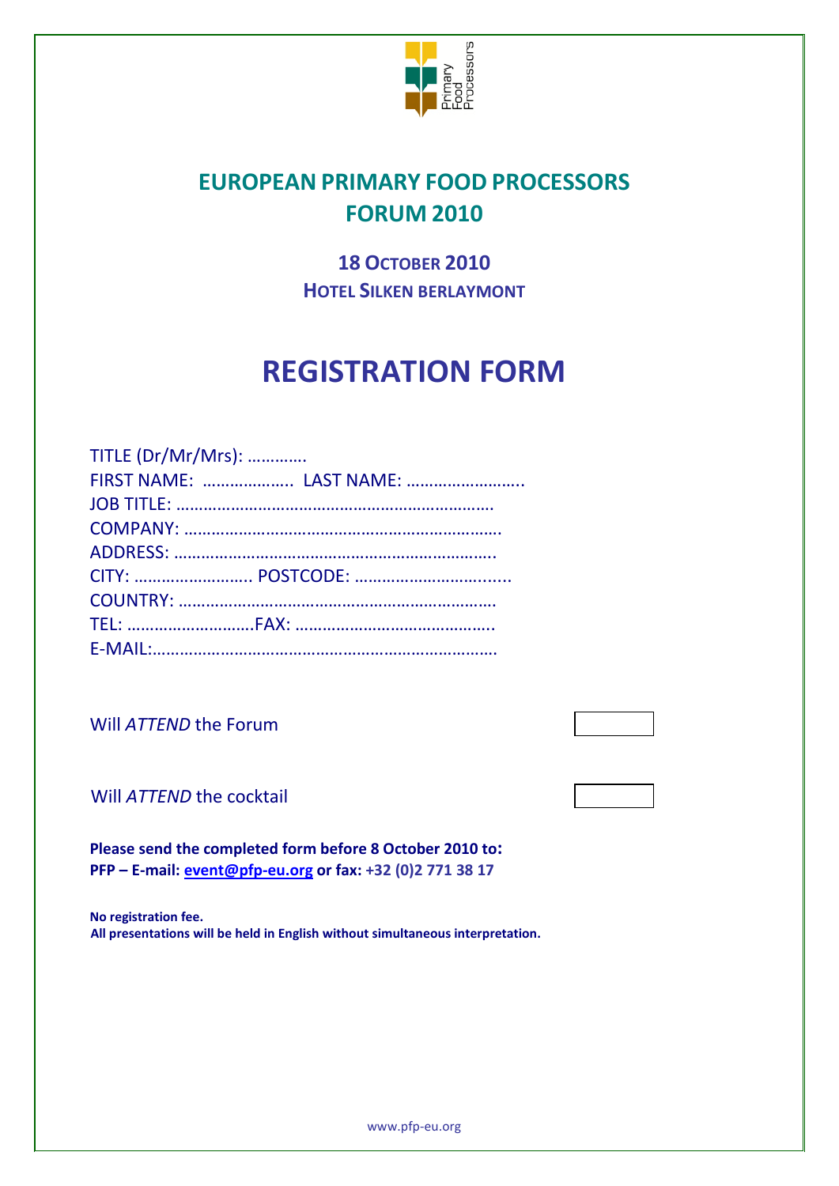Primary Food Processors

# EUROPEAN PRIMARY FOOD PROCESSORS FORUM 2010

## 18 OCTOBER 2010
### HOTEL SILKEN BERLAYMONT

# REGISTRATION FORM

TITLE (Dr/Mr/Mrs): ………….
FIRST NAME: ……………….. LAST NAME: ……………………..
JOB TITLE: ……………………………………………………………
COMPANY: ……………………………………………………………
ADDRESS: ……………………………………………………………
CITY: …………………….. POSTCODE: …………………………....
COUNTRY: ……………………………………………………………
TEL: ……………………….FAX: ……………………………………..
E-MAIL:…………………………………………………………………

Will *ATTEND* the Forum ☐

Will *ATTEND* the cocktail ☐

**Please send the completed form before 8 October 2010 to:**
**PFP – E-mail: event@pfp-eu.org or fax: +32 (0)2 771 38 17**

**No registration fee.**
**All presentations will be held in English without simultaneous interpretation.**

www.pfp-eu.org